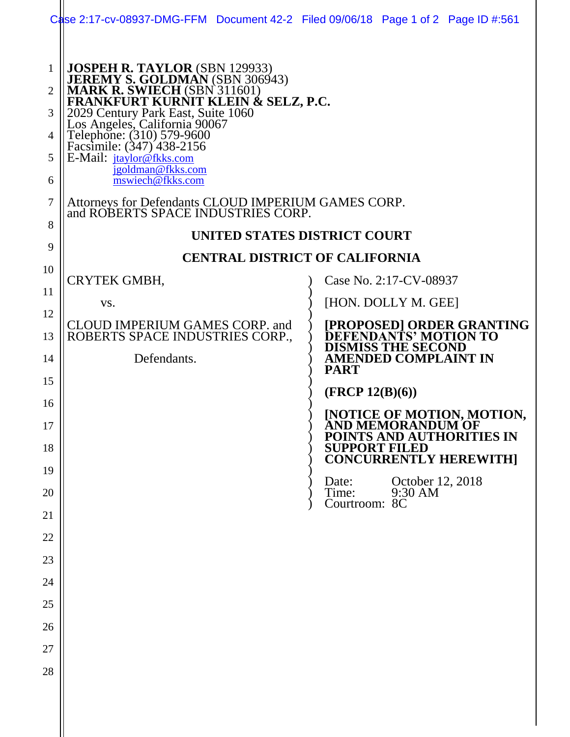**JOSPEH R. TAYLOR** (SBN 129933)
**JEREMY S. GOLDMAN** (SBN 306943)
**MARK R. SWIECH** (SBN 311601)
**FRANKFURT KURNIT KLEIN & SELZ, P.C.**
2029 Century Park East, Suite 1060
Los Angeles, California 90067
Telephone: (310) 579-9600
Facsimile: (347) 438-2156
E-Mail: jtaylor@fkks.com
jgoldman@fkks.com
mswiech@fkks.com

Attorneys for Defendants CLOUD IMPERIUM GAMES CORP. and ROBERTS SPACE INDUSTRIES CORP.

**UNITED STATES DISTRICT COURT**

**CENTRAL DISTRICT OF CALIFORNIA**

CRYTEK GMBH,

vs.

CLOUD IMPERIUM GAMES CORP. and ROBERTS SPACE INDUSTRIES CORP.,

Defendants.

Case No. 2:17-CV-08937

[HON. DOLLY M. GEE]

**[PROPOSED] ORDER GRANTING DEFENDANTS' MOTION TO DISMISS THE SECOND AMENDED COMPLAINT IN PART**

**(FRCP 12(B)(6))**

**[NOTICE OF MOTION, MOTION, AND MEMORANDUM OF POINTS AND AUTHORITIES IN SUPPORT FILED CONCURRENTLY HEREWITH]**

Date: October 12, 2018
Time: 9:30 AM
Courtroom: 8C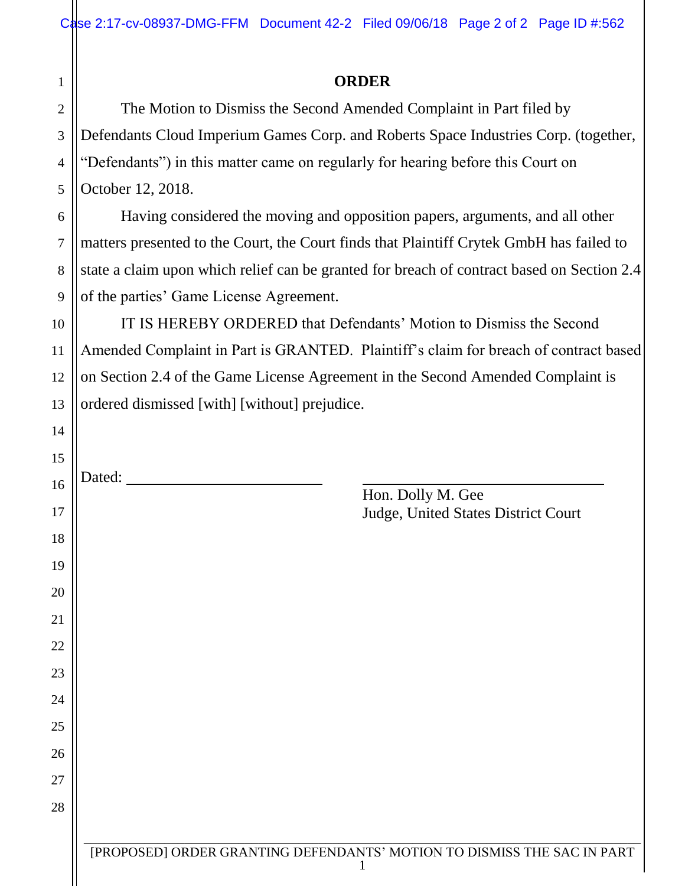# ORDER

The Motion to Dismiss the Second Amended Complaint in Part filed by Defendants Cloud Imperium Games Corp. and Roberts Space Industries Corp. (together, "Defendants") in this matter came on regularly for hearing before this Court on October 12, 2018.

Having considered the moving and opposition papers, arguments, and all other matters presented to the Court, the Court finds that Plaintiff Crytek GmbH has failed to state a claim upon which relief can be granted for breach of contract based on Section 2.4 of the parties' Game License Agreement.

IT IS HEREBY ORDERED that Defendants' Motion to Dismiss the Second Amended Complaint in Part is GRANTED. Plaintiff's claim for breach of contract based on Section 2.4 of the Game License Agreement in the Second Amended Complaint is ordered dismissed [with] [without] prejudice.

Dated: ____________________________

____________________________
Hon. Dolly M. Gee
Judge, United States District Court

[PROPOSED] ORDER GRANTING DEFENDANTS' MOTION TO DISMISS THE SAC IN PART